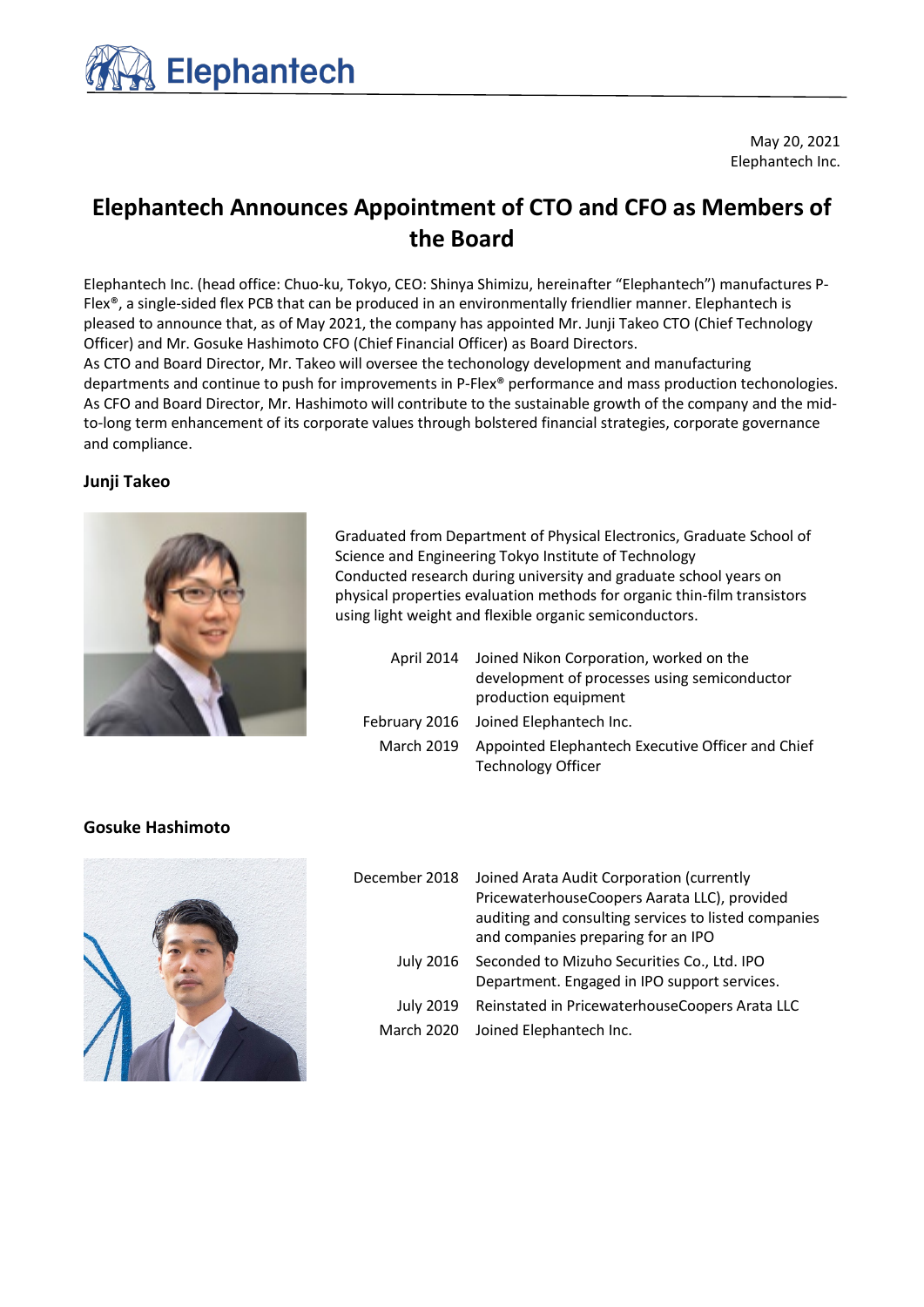May 20, 2021
Elephantech Inc.

# Elephantech Announces Appointment of CTO and CFO as Members of the Board

Elephantech Inc. (head office: Chuo-ku, Tokyo, CEO: Shinya Shimizu, hereinafter "Elephantech") manufactures P-Flex®, a single-sided flex PCB that can be produced in an environmentally friendlier manner. Elephantech is pleased to announce that, as of May 2021, the company has appointed Mr. Junji Takeo CTO (Chief Technology Officer) and Mr. Gosuke Hashimoto CFO (Chief Financial Officer) as Board Directors.
As CTO and Board Director, Mr. Takeo will oversee the techonology development and manufacturing departments and continue to push for improvements in P-Flex® performance and mass production techonologies.
As CFO and Board Director, Mr. Hashimoto will contribute to the sustainable growth of the company and the mid-to-long term enhancement of its corporate values through bolstered financial strategies, corporate governance and compliance.

### Junji Takeo

Graduated from Department of Physical Electronics, Graduate School of Science and Engineering Tokyo Institute of Technology
Conducted research during university and graduate school years on physical properties evaluation methods for organic thin-film transistors using light weight and flexible organic semiconductors.

| | |
|---|---|
| April 2014 | Joined Nikon Corporation, worked on the development of processes using semiconductor production equipment |
| February 2016 | Joined Elephantech Inc. |
| March 2019 | Appointed Elephantech Executive Officer and Chief Technology Officer |

### Gosuke Hashimoto

| | |
|---|---|
| December 2018 | Joined Arata Audit Corporation (currently PricewaterhouseCoopers Aarata LLC), provided auditing and consulting services to listed companies and companies preparing for an IPO |
| July 2016 | Seconded to Mizuho Securities Co., Ltd. IPO Department. Engaged in IPO support services. |
| July 2019 | Reinstated in PricewaterhouseCoopers Arata LLC |
| March 2020 | Joined Elephantech Inc. |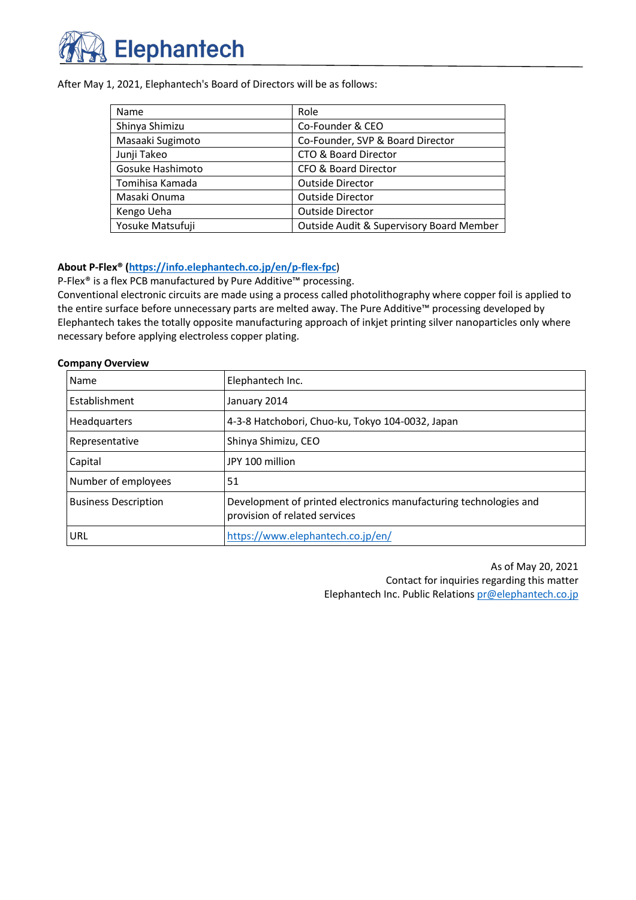After May 1, 2021, Elephantech's Board of Directors will be as follows:

| Name | Role |
| --- | --- |
| Shinya Shimizu | Co-Founder & CEO |
| Masaaki Sugimoto | Co-Founder, SVP & Board Director |
| Junji Takeo | CTO & Board Director |
| Gosuke Hashimoto | CFO & Board Director |
| Tomihisa Kamada | Outside Director |
| Masaki Onuma | Outside Director |
| Kengo Ueha | Outside Director |
| Yosuke Matsufuji | Outside Audit & Supervisory Board Member |

**About P-Flex® (https://info.elephantech.co.jp/en/p-flex-fpc)**

P-Flex® is a flex PCB manufactured by Pure Additive™ processing.

Conventional electronic circuits are made using a process called photolithography where copper foil is applied to the entire surface before unnecessary parts are melted away. The Pure Additive™ processing developed by Elephantech takes the totally opposite manufacturing approach of inkjet printing silver nanoparticles only where necessary before applying electroless copper plating.

**Company Overview**

| | |
| --- | --- |
| Name | Elephantech Inc. |
| Establishment | January 2014 |
| Headquarters | 4-3-8 Hatchobori, Chuo-ku, Tokyo 104-0032, Japan |
| Representative | Shinya Shimizu, CEO |
| Capital | JPY 100 million |
| Number of employees | 51 |
| Business Description | Development of printed electronics manufacturing technologies and provision of related services |
| URL | https://www.elephantech.co.jp/en/ |

As of May 20, 2021

Contact for inquiries regarding this matter

Elephantech Inc. Public Relations pr@elephantech.co.jp